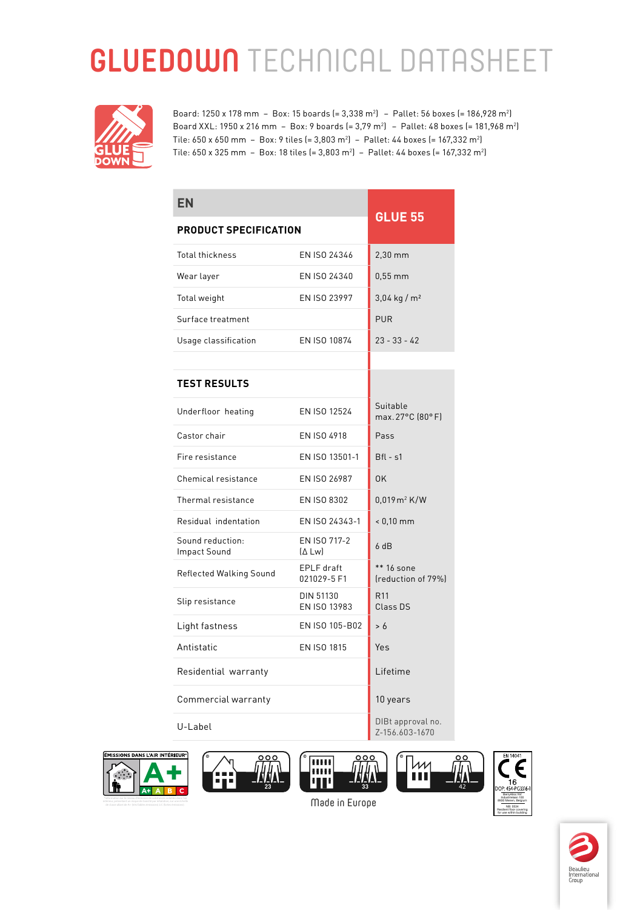# GLUEDOWN TECHNICAL DATASHEET

Board: 1250 x 178 mm – Box: 15 boards (= 3,338 m²) – Pallet: 56 boxes (= 186,928 m²)
Board XXL: 1950 x 216 mm – Box: 9 boards (= 3,79 m²) – Pallet: 48 boxes (= 181,968 m²)
Tile: 650 x 650 mm – Box: 9 tiles (= 3,803 m²) – Pallet: 44 boxes (= 167,332 m²)
Tile: 650 x 325 mm – Box: 18 tiles (= 3,803 m²) – Pallet: 44 boxes (= 167,332 m²)

| EN | | GLUE 55 |
|---|---|---|
| **PRODUCT SPECIFICATION** | | |
| Total thickness | EN ISO 24346 | 2,30 mm |
| Wear layer | EN ISO 24340 | 0,55 mm |
| Total weight | EN ISO 23997 | 3,04 kg / m² |
| Surface treatment | | PUR |
| Usage classification | EN ISO 10874 | 23 - 33 - 42 |
| **TEST RESULTS** | | |
| Underfloor heating | EN ISO 12524 | Suitable max. 27°C (80° F) |
| Castor chair | EN ISO 4918 | Pass |
| Fire resistance | EN ISO 13501-1 | Bfl - s1 |
| Chemical resistance | EN ISO 26987 | OK |
| Thermal resistance | EN ISO 8302 | 0,019 m² K/W |
| Residual indentation | EN ISO 24343-1 | < 0,10 mm |
| Sound reduction: Impact Sound | EN ISO 717-2 (Δ Lw) | 6 dB |
| Reflected Walking Sound | EPLF draft 021029-5 F1 | ** 16 sone (reduction of 79%) |
| Slip resistance | DIN 51130<br>EN ISO 13983 | R11<br>Class DS |
| Light fastness | EN ISO 105-B02 | > 6 |
| Antistatic | EN ISO 1815 | Yes |
| Residential warranty | | Lifetime |
| Commercial warranty | | 10 years |
| U-Label | | DIBt approval no. Z-156.603-1670 |

ÉMISSIONS DANS L'AIR INTÉRIEUR A+

23 33 42

Made in Europe

EN 14041 CE 16 DOP: 454-PG3316-1

Beaulieu International Group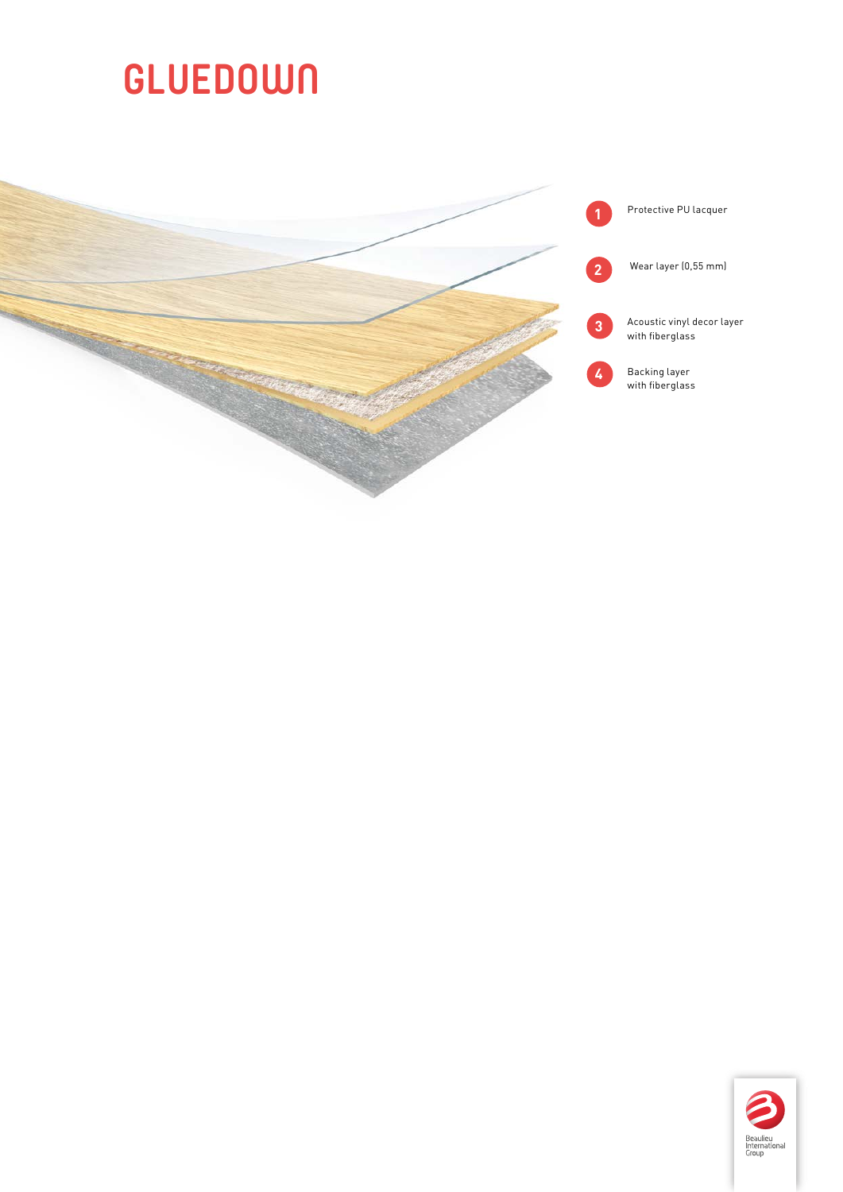# GLUEDOWN

1. Protective PU lacquer
2. Wear layer (0,55 mm)
3. Acoustic vinyl decor layer with fiberglass
4. Backing layer with fiberglass

Beaulieu International Group